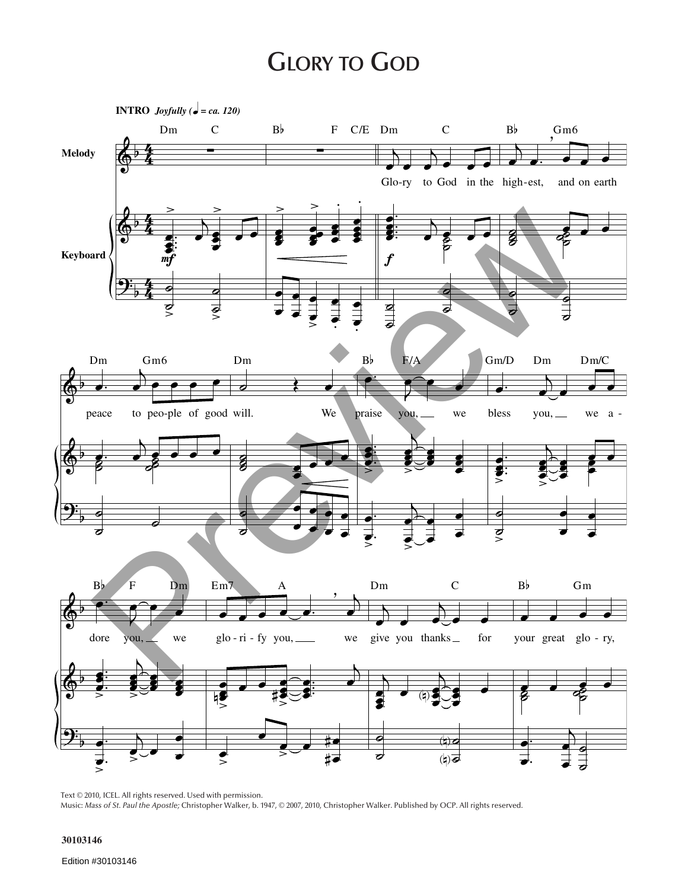# Glory to God

**INTRO** *Joyfully (♩ = ca. 120)*

Melody / Keyboard

Glo-ry to God in the high-est, and on earth peace to peo-ple of good will. We praise you, we bless you, we a-dore you, we glo-ri-fy you, we give you thanks for your great glo-ry,

Text © 2010, ICEL. All rights reserved. Used with permission.
Music: *Mass of St. Paul the Apostle;* Christopher Walker, b. 1947, © 2007, 2010, Christopher Walker. Published by OCP. All rights reserved.

30103146

Edition #30103146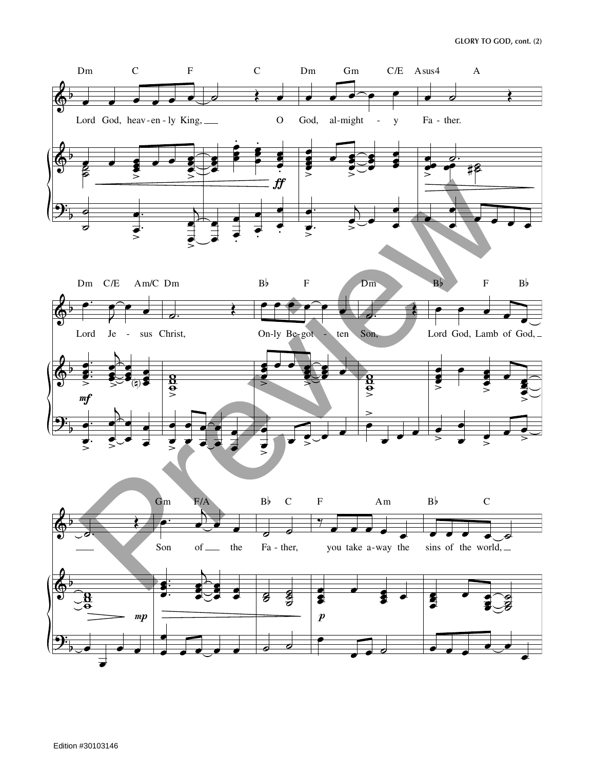Dm C F C Dm Gm C/E Asus4 A

Lord God, heav-en-ly King, O God, al-might-y Fa-ther.

*ff*

Dm C/E Am/C Dm B♭ F Dm B♭ F B♭

Lord Je-sus Christ, On-ly Be-got-ten Son, Lord God, Lamb of God,

*mf*

Gm F/A B♭ C F Am B♭ C

Son of the Fa-ther, you take a-way the sins of the world,

*mp* *p*

Edition #30103146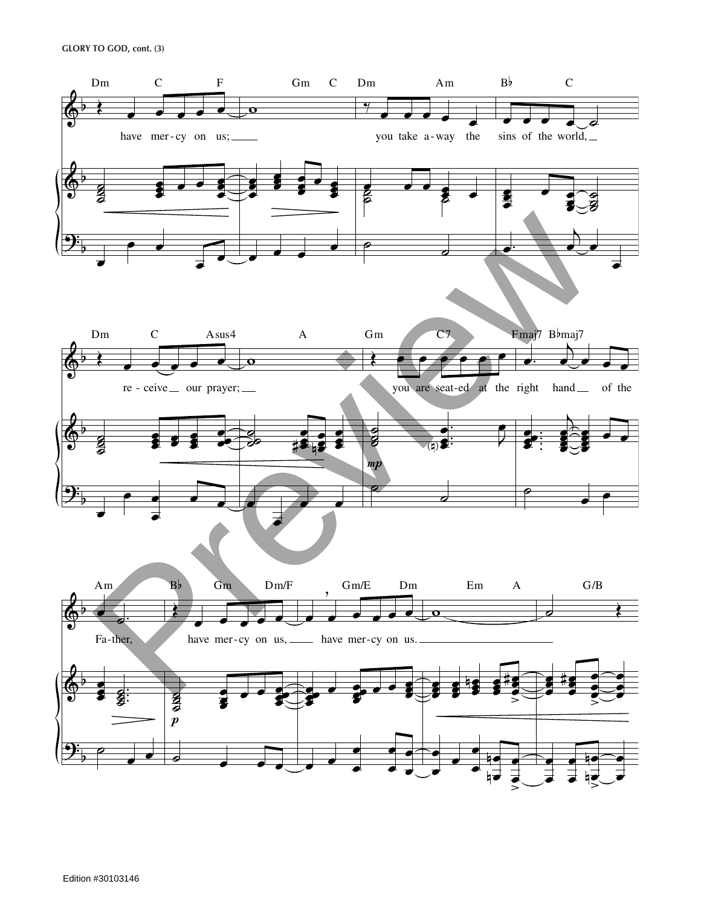GLORY TO GOD, cont. (3)

Dm C F Gm C Dm Am B♭ C

have mer-cy on us; you take a-way the sins of the world,

Dm C Asus4 A Gm C7 Fmaj7 B♭maj7

re-ceive our prayer; you are seat-ed at the right hand of the

Am B♭ Gm Dm/F Gm/E Dm Em A G/B

Fa-ther, have mer-cy on us, have mer-cy on us.

Preview

Edition #30103146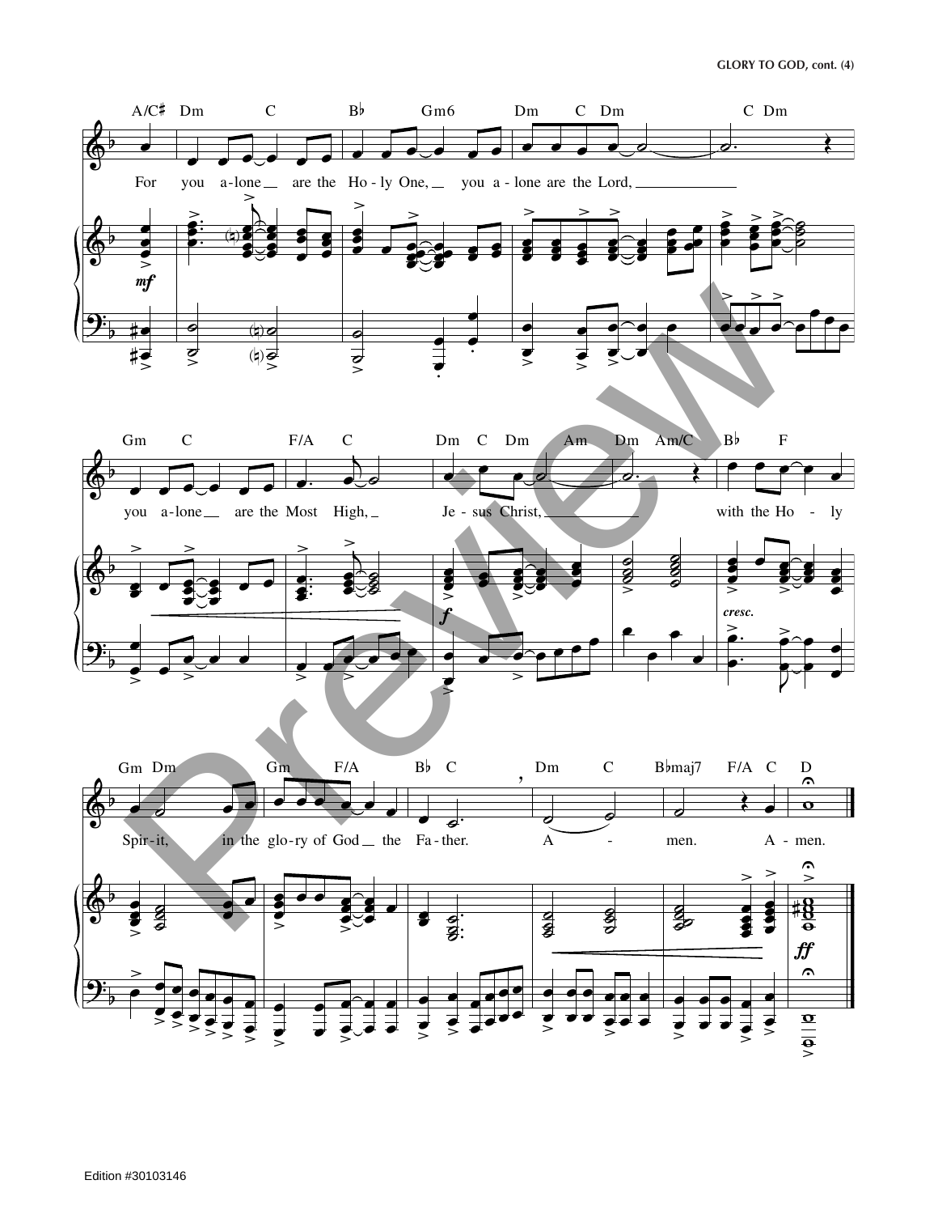For you alone are the Holy One, you alone are the Lord,

you alone are the Most High, Jesus Christ, with the Holy

Spirit, in the glory of God the Father. Amen. Amen.